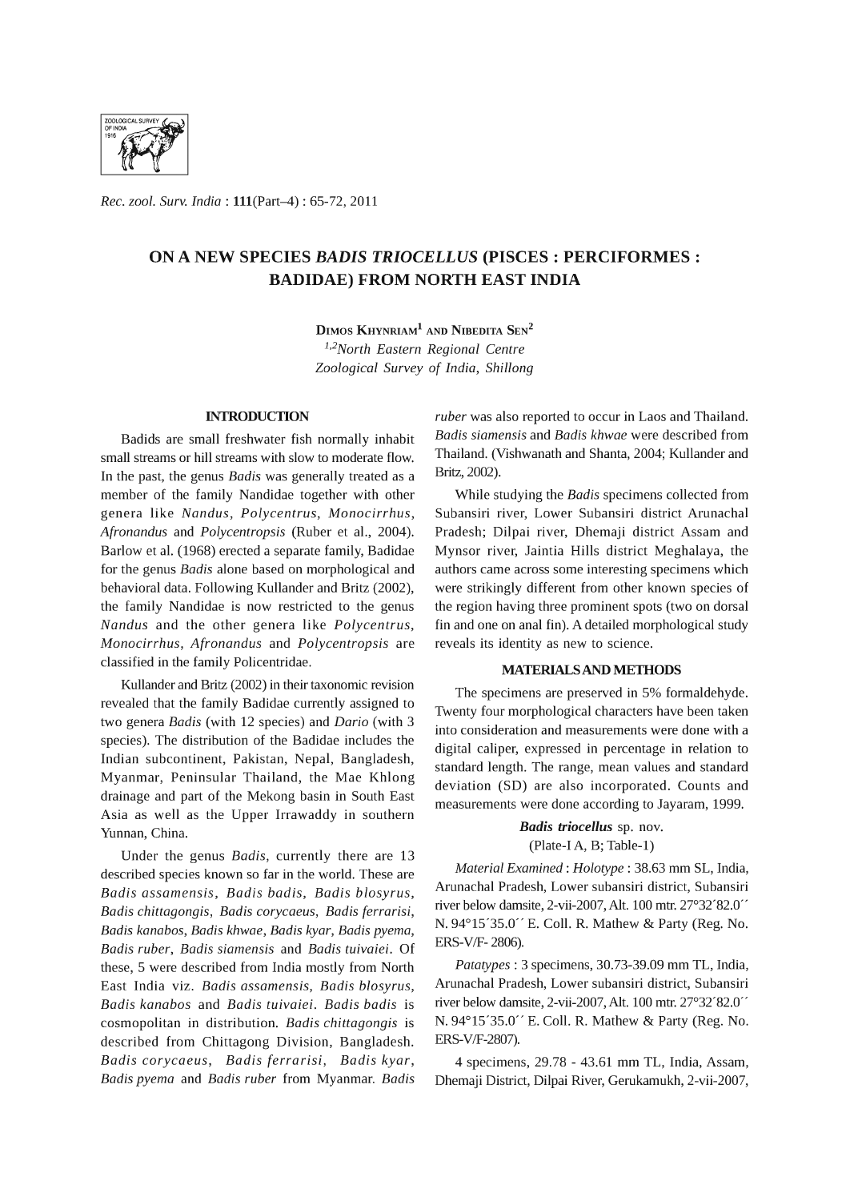Rec. zool. Surv. India : **111**(Part–4) : 65-72, 2011

# ON A NEW SPECIES *BADIS TRIOCELLUS* (PISCES : PERCIFORMES : BADIDAE) FROM NORTH EAST INDIA

DIMOS KHYNRIAM[1] AND NIBEDITA SEN[2]

[1,2]*North Eastern Regional Centre*
*Zoological Survey of India, Shillong*

## INTRODUCTION

Badids are small freshwater fish normally inhabit small streams or hill streams with slow to moderate flow. In the past, the genus *Badis* was generally treated as a member of the family Nandidae together with other genera like *Nandus*, *Polycentrus*, *Monocirrhus*, *Afronandus* and *Polycentropsis* (Ruber et al., 2004). Barlow et al. (1968) erected a separate family, Badidae for the genus *Badis* alone based on morphological and behavioral data. Following Kullander and Britz (2002), the family Nandidae is now restricted to the genus *Nandus* and the other genera like *Polycentrus*, *Monocirrhus*, *Afronandus* and *Polycentropsis* are classified in the family Policentridae.

Kullander and Britz (2002) in their taxonomic revision revealed that the family Badidae currently assigned to two genera *Badis* (with 12 species) and *Dario* (with 3 species). The distribution of the Badidae includes the Indian subcontinent, Pakistan, Nepal, Bangladesh, Myanmar, Peninsular Thailand, the Mae Khlong drainage and part of the Mekong basin in South East Asia as well as the Upper Irrawaddy in southern Yunnan, China.

Under the genus *Badis*, currently there are 13 described species known so far in the world. These are *Badis assamensis*, *Badis badis*, *Badis blosyrus*, *Badis chittagongis*, *Badis corycaeus*, *Badis ferrarisi*, *Badis kanabos*, *Badis khwae*, *Badis kyar*, *Badis pyema*, *Badis ruber*, *Badis siamensis* and *Badis tuivaiei*. Of these, 5 were described from India mostly from North East India viz. *Badis assamensis*, *Badis blosyrus*, *Badis kanabos* and *Badis tuivaiei*. *Badis badis* is cosmopolitan in distribution. *Badis chittagongis* is described from Chittagong Division, Bangladesh. *Badis corycaeus*, *Badis ferrarisi*, *Badis kyar*, *Badis pyema* and *Badis ruber* from Myanmar. *Badis ruber* was also reported to occur in Laos and Thailand. *Badis siamensis* and *Badis khwae* were described from Thailand. (Vishwanath and Shanta, 2004; Kullander and Britz, 2002).

While studying the *Badis* specimens collected from Subansiri river, Lower Subansiri district Arunachal Pradesh; Dilpai river, Dhemaji district Assam and Mynsor river, Jaintia Hills district Meghalaya, the authors came across some interesting specimens which were strikingly different from other known species of the region having three prominent spots (two on dorsal fin and one on anal fin). A detailed morphological study reveals its identity as new to science.

## MATERIALS AND METHODS

The specimens are preserved in 5% formaldehyde. Twenty four morphological characters have been taken into consideration and measurements were done with a digital caliper, expressed in percentage in relation to standard length. The range, mean values and standard deviation (SD) are also incorporated. Counts and measurements were done according to Jayaram, 1999.

### *Badis triocellus* sp. nov.

(Plate-I A, B; Table-1)

*Material Examined* : *Holotype* : 38.63 mm SL, India, Arunachal Pradesh, Lower subansiri district, Subansiri river below damsite, 2-vii-2007, Alt. 100 mtr. 27°32´82.0´´ N. 94°15´35.0´´ E. Coll. R. Mathew & Party (Reg. No. ERS-V/F- 2806).

*Patatypes* : 3 specimens, 30.73-39.09 mm TL, India, Arunachal Pradesh, Lower subansiri district, Subansiri river below damsite, 2-vii-2007, Alt. 100 mtr. 27°32´82.0´´ N. 94°15´35.0´´ E. Coll. R. Mathew & Party (Reg. No. ERS-V/F-2807).

4 specimens, 29.78 - 43.61 mm TL, India, Assam, Dhemaji District, Dilpai River, Gerukamukh, 2-vii-2007,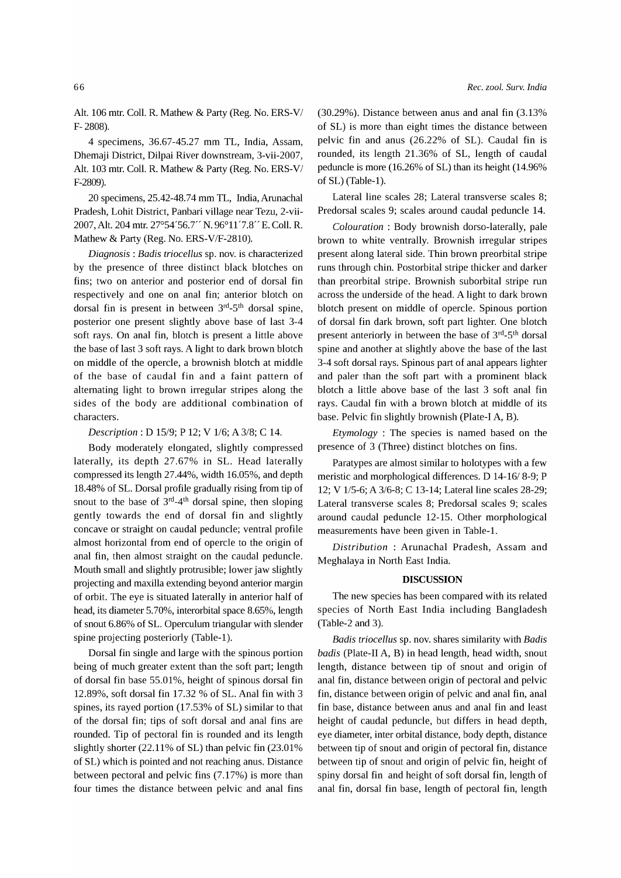Alt. 106 mtr. Coll. R. Mathew & Party (Reg. No. ERS-V/ F- 2808).

4 specimens, 36.67-45.27 mm TL, India, Assam, Dhemaji District, Dilpai River downstream, 3-vii-2007, Alt. 103 mtr. Coll. R. Mathew & Party (Reg. No. ERS-V/ F-2809).

20 specimens, 25.42-48.74 mm TL, India, Arunachal Pradesh, Lohit District, Panbari village near Tezu, 2-vii-2007, Alt. 204 mtr. 27°54´56.7´´ N. 96°11´7.8´´ E. Coll. R. Mathew & Party (Reg. No. ERS-V/F-2810).

*Diagnosis* : *Badis triocellus* sp. nov. is characterized by the presence of three distinct black blotches on fins; two on anterior and posterior end of dorsal fin respectively and one on anal fin; anterior blotch on dorsal fin is present in between 3rd-5th dorsal spine, posterior one present slightly above base of last 3-4 soft rays. On anal fin, blotch is present a little above the base of last 3 soft rays. A light to dark brown blotch on middle of the opercle, a brownish blotch at middle of the base of caudal fin and a faint pattern of alternating light to brown irregular stripes along the sides of the body are additional combination of characters.

*Description* : D 15/9; P 12; V 1/6; A 3/8; C 14.

Body moderately elongated, slightly compressed laterally, its depth 27.67% in SL. Head laterally compressed its length 27.44%, width 16.05%, and depth 18.48% of SL. Dorsal profile gradually rising from tip of snout to the base of 3rd-4th dorsal spine, then sloping gently towards the end of dorsal fin and slightly concave or straight on caudal peduncle; ventral profile almost horizontal from end of opercle to the origin of anal fin, then almost straight on the caudal peduncle. Mouth small and slightly protrusible; lower jaw slightly projecting and maxilla extending beyond anterior margin of orbit. The eye is situated laterally in anterior half of head, its diameter 5.70%, interorbital space 8.65%, length of snout 6.86% of SL. Operculum triangular with slender spine projecting posteriorly (Table-1).

Dorsal fin single and large with the spinous portion being of much greater extent than the soft part; length of dorsal fin base 55.01%, height of spinous dorsal fin 12.89%, soft dorsal fin 17.32 % of SL. Anal fin with 3 spines, its rayed portion (17.53% of SL) similar to that of the dorsal fin; tips of soft dorsal and anal fins are rounded. Tip of pectoral fin is rounded and its length slightly shorter (22.11% of SL) than pelvic fin (23.01% of SL) which is pointed and not reaching anus. Distance between pectoral and pelvic fins (7.17%) is more than four times the distance between pelvic and anal fins (30.29%). Distance between anus and anal fin (3.13% of SL) is more than eight times the distance between pelvic fin and anus (26.22% of SL). Caudal fin is rounded, its length 21.36% of SL, length of caudal peduncle is more (16.26% of SL) than its height (14.96% of SL) (Table-1).

Lateral line scales 28; Lateral transverse scales 8; Predorsal scales 9; scales around caudal peduncle 14.

*Colouration* : Body brownish dorso-laterally, pale brown to white ventrally. Brownish irregular stripes present along lateral side. Thin brown preorbital stripe runs through chin. Postorbital stripe thicker and darker than preorbital stripe. Brownish suborbital stripe run across the underside of the head. A light to dark brown blotch present on middle of opercle. Spinous portion of dorsal fin dark brown, soft part lighter. One blotch present anteriorly in between the base of 3rd-5th dorsal spine and another at slightly above the base of the last 3-4 soft dorsal rays. Spinous part of anal appears lighter and paler than the soft part with a prominent black blotch a little above base of the last 3 soft anal fin rays. Caudal fin with a brown blotch at middle of its base. Pelvic fin slightly brownish (Plate-I A, B).

*Etymology* : The species is named based on the presence of 3 (Three) distinct blotches on fins.

Paratypes are almost similar to holotypes with a few meristic and morphological differences. D 14-16/ 8-9; P 12; V 1/5-6; A 3/6-8; C 13-14; Lateral line scales 28-29; Lateral transverse scales 8; Predorsal scales 9; scales around caudal peduncle 12-15. Other morphological measurements have been given in Table-1.

*Distribution* : Arunachal Pradesh, Assam and Meghalaya in North East India.

## DISCUSSION

The new species has been compared with its related species of North East India including Bangladesh (Table-2 and 3).

*Badis triocellus* sp. nov. shares similarity with *Badis badis* (Plate-II A, B) in head length, head width, snout length, distance between tip of snout and origin of anal fin, distance between origin of pectoral and pelvic fin, distance between origin of pelvic and anal fin, anal fin base, distance between anus and anal fin and least height of caudal peduncle, but differs in head depth, eye diameter, inter orbital distance, body depth, distance between tip of snout and origin of pectoral fin, distance between tip of snout and origin of pelvic fin, height of spiny dorsal fin and height of soft dorsal fin, length of anal fin, dorsal fin base, length of pectoral fin, length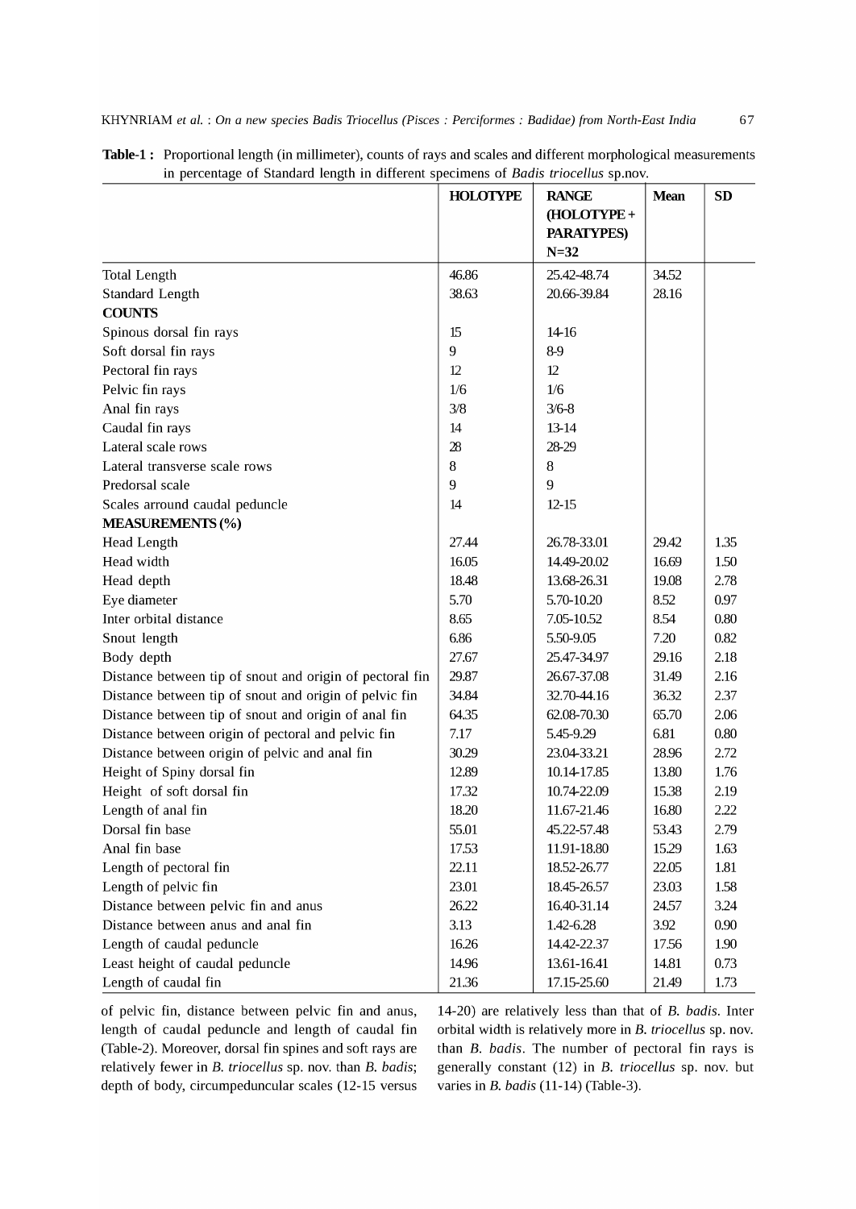**Table-1 :** Proportional length (in millimeter), counts of rays and scales and different morphological measurements in percentage of Standard length in different specimens of *Badis triocellus* sp.nov.

| | HOLOTYPE | RANGE (HOLOTYPE + PARATYPES) N=32 | Mean | SD |
|---|---|---|---|---|
| Total Length | 46.86 | 25.42-48.74 | 34.52 | |
| Standard Length | 38.63 | 20.66-39.84 | 28.16 | |
| **COUNTS** | | | | |
| Spinous dorsal fin rays | 15 | 14-16 | | |
| Soft dorsal fin rays | 9 | 8-9 | | |
| Pectoral fin rays | 12 | 12 | | |
| Pelvic fin rays | 1/6 | 1/6 | | |
| Anal fin rays | 3/8 | 3/6-8 | | |
| Caudal fin rays | 14 | 13-14 | | |
| Lateral scale rows | 28 | 28-29 | | |
| Lateral transverse scale rows | 8 | 8 | | |
| Predorsal scale | 9 | 9 | | |
| Scales arround caudal peduncle | 14 | 12-15 | | |
| **MEASUREMENTS (%)** | | | | |
| Head Length | 27.44 | 26.78-33.01 | 29.42 | 1.35 |
| Head width | 16.05 | 14.49-20.02 | 16.69 | 1.50 |
| Head depth | 18.48 | 13.68-26.31 | 19.08 | 2.78 |
| Eye diameter | 5.70 | 5.70-10.20 | 8.52 | 0.97 |
| Inter orbital distance | 8.65 | 7.05-10.52 | 8.54 | 0.80 |
| Snout length | 6.86 | 5.50-9.05 | 7.20 | 0.82 |
| Body depth | 27.67 | 25.47-34.97 | 29.16 | 2.18 |
| Distance between tip of snout and origin of pectoral fin | 29.87 | 26.67-37.08 | 31.49 | 2.16 |
| Distance between tip of snout and origin of pelvic fin | 34.84 | 32.70-44.16 | 36.32 | 2.37 |
| Distance between tip of snout and origin of anal fin | 64.35 | 62.08-70.30 | 65.70 | 2.06 |
| Distance between origin of pectoral and pelvic fin | 7.17 | 5.45-9.29 | 6.81 | 0.80 |
| Distance between origin of pelvic and anal fin | 30.29 | 23.04-33.21 | 28.96 | 2.72 |
| Height of Spiny dorsal fin | 12.89 | 10.14-17.85 | 13.80 | 1.76 |
| Height of soft dorsal fin | 17.32 | 10.74-22.09 | 15.38 | 2.19 |
| Length of anal fin | 18.20 | 11.67-21.46 | 16.80 | 2.22 |
| Dorsal fin base | 55.01 | 45.22-57.48 | 53.43 | 2.79 |
| Anal fin base | 17.53 | 11.91-18.80 | 15.29 | 1.63 |
| Length of pectoral fin | 22.11 | 18.52-26.77 | 22.05 | 1.81 |
| Length of pelvic fin | 23.01 | 18.45-26.57 | 23.03 | 1.58 |
| Distance between pelvic fin and anus | 26.22 | 16.40-31.14 | 24.57 | 3.24 |
| Distance between anus and anal fin | 3.13 | 1.42-6.28 | 3.92 | 0.90 |
| Length of caudal peduncle | 16.26 | 14.42-22.37 | 17.56 | 1.90 |
| Least height of caudal peduncle | 14.96 | 13.61-16.41 | 14.81 | 0.73 |
| Length of caudal fin | 21.36 | 17.15-25.60 | 21.49 | 1.73 |

of pelvic fin, distance between pelvic fin and anus, length of caudal peduncle and length of caudal fin (Table-2). Moreover, dorsal fin spines and soft rays are relatively fewer in *B. triocellus* sp. nov. than *B. badis*; depth of body, circumpeduncular scales (12-15 versus 14-20) are relatively less than that of *B. badis*. Inter orbital width is relatively more in *B. triocellus* sp. nov. than *B. badis*. The number of pectoral fin rays is generally constant (12) in *B. triocellus* sp. nov. but varies in *B. badis* (11-14) (Table-3).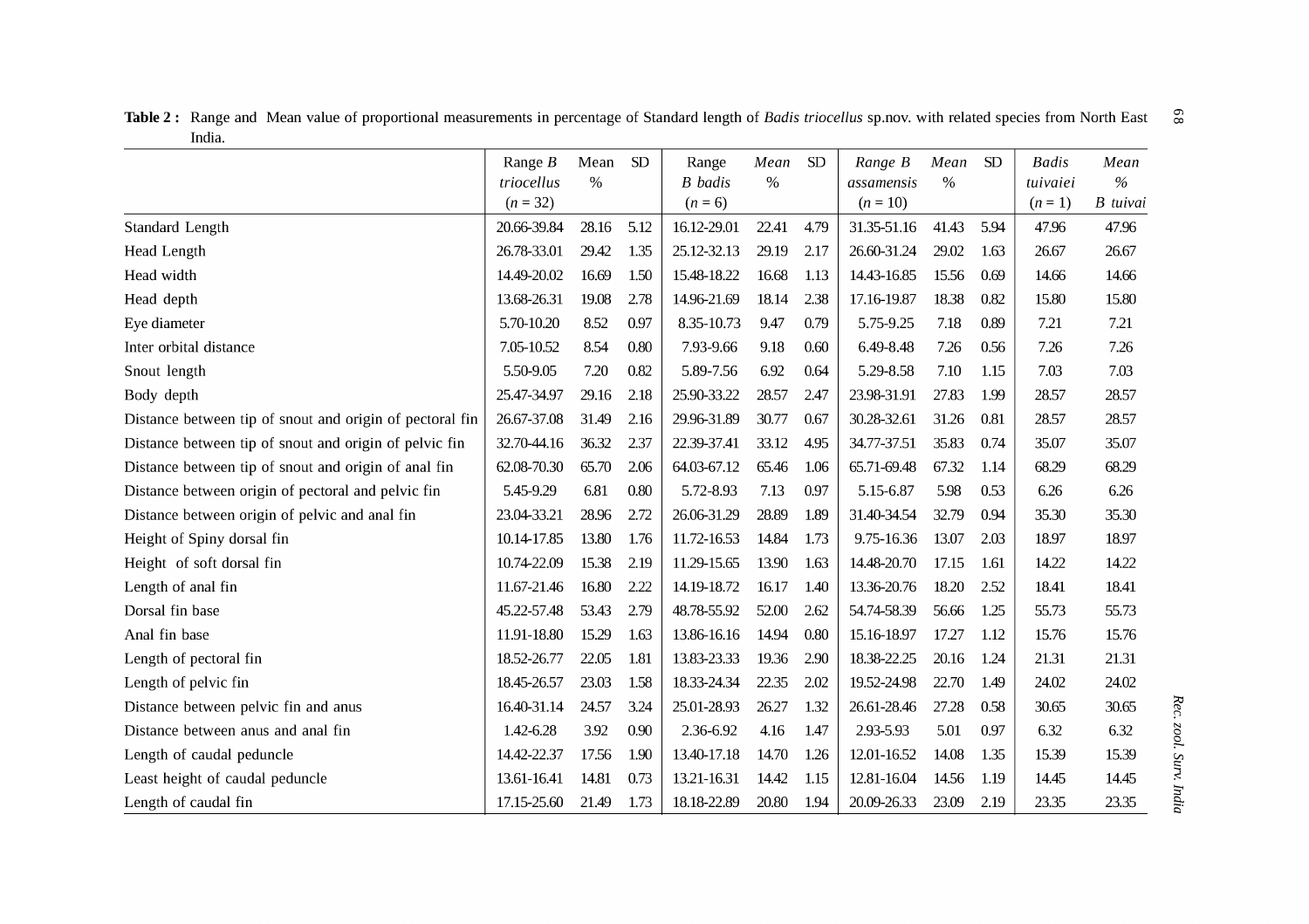**Table 2 :** Range and Mean value of proportional measurements in percentage of Standard length of *Badis triocellus* sp.nov. with related species from North East India.

| | Range *B triocellus* (*n* = 32) | Mean % | SD | Range *B badis* (*n* = 6) | *Mean* % | SD | *Range B assamensis* (*n* = 10) | *Mean* % | SD | *Badis tuivaiei* (*n* = 1) | *Mean* % *B tuivai* |
|---|---|---|---|---|---|---|---|---|---|---|---|
| Standard Length | 20.66-39.84 | 28.16 | 5.12 | 16.12-29.01 | 22.41 | 4.79 | 31.35-51.16 | 41.43 | 5.94 | 47.96 | 47.96 |
| Head Length | 26.78-33.01 | 29.42 | 1.35 | 25.12-32.13 | 29.19 | 2.17 | 26.60-31.24 | 29.02 | 1.63 | 26.67 | 26.67 |
| Head width | 14.49-20.02 | 16.69 | 1.50 | 15.48-18.22 | 16.68 | 1.13 | 14.43-16.85 | 15.56 | 0.69 | 14.66 | 14.66 |
| Head depth | 13.68-26.31 | 19.08 | 2.78 | 14.96-21.69 | 18.14 | 2.38 | 17.16-19.87 | 18.38 | 0.82 | 15.80 | 15.80 |
| Eye diameter | 5.70-10.20 | 8.52 | 0.97 | 8.35-10.73 | 9.47 | 0.79 | 5.75-9.25 | 7.18 | 0.89 | 7.21 | 7.21 |
| Inter orbital distance | 7.05-10.52 | 8.54 | 0.80 | 7.93-9.66 | 9.18 | 0.60 | 6.49-8.48 | 7.26 | 0.56 | 7.26 | 7.26 |
| Snout length | 5.50-9.05 | 7.20 | 0.82 | 5.89-7.56 | 6.92 | 0.64 | 5.29-8.58 | 7.10 | 1.15 | 7.03 | 7.03 |
| Body depth | 25.47-34.97 | 29.16 | 2.18 | 25.90-33.22 | 28.57 | 2.47 | 23.98-31.91 | 27.83 | 1.99 | 28.57 | 28.57 |
| Distance between tip of snout and origin of pectoral fin | 26.67-37.08 | 31.49 | 2.16 | 29.96-31.89 | 30.77 | 0.67 | 30.28-32.61 | 31.26 | 0.81 | 28.57 | 28.57 |
| Distance between tip of snout and origin of pelvic fin | 32.70-44.16 | 36.32 | 2.37 | 22.39-37.41 | 33.12 | 4.95 | 34.77-37.51 | 35.83 | 0.74 | 35.07 | 35.07 |
| Distance between tip of snout and origin of anal fin | 62.08-70.30 | 65.70 | 2.06 | 64.03-67.12 | 65.46 | 1.06 | 65.71-69.48 | 67.32 | 1.14 | 68.29 | 68.29 |
| Distance between origin of pectoral and pelvic fin | 5.45-9.29 | 6.81 | 0.80 | 5.72-8.93 | 7.13 | 0.97 | 5.15-6.87 | 5.98 | 0.53 | 6.26 | 6.26 |
| Distance between origin of pelvic and anal fin | 23.04-33.21 | 28.96 | 2.72 | 26.06-31.29 | 28.89 | 1.89 | 31.40-34.54 | 32.79 | 0.94 | 35.30 | 35.30 |
| Height of Spiny dorsal fin | 10.14-17.85 | 13.80 | 1.76 | 11.72-16.53 | 14.84 | 1.73 | 9.75-16.36 | 13.07 | 2.03 | 18.97 | 18.97 |
| Height of soft dorsal fin | 10.74-22.09 | 15.38 | 2.19 | 11.29-15.65 | 13.90 | 1.63 | 14.48-20.70 | 17.15 | 1.61 | 14.22 | 14.22 |
| Length of anal fin | 11.67-21.46 | 16.80 | 2.22 | 14.19-18.72 | 16.17 | 1.40 | 13.36-20.76 | 18.20 | 2.52 | 18.41 | 18.41 |
| Dorsal fin base | 45.22-57.48 | 53.43 | 2.79 | 48.78-55.92 | 52.00 | 2.62 | 54.74-58.39 | 56.66 | 1.25 | 55.73 | 55.73 |
| Anal fin base | 11.91-18.80 | 15.29 | 1.63 | 13.86-16.16 | 14.94 | 0.80 | 15.16-18.97 | 17.27 | 1.12 | 15.76 | 15.76 |
| Length of pectoral fin | 18.52-26.77 | 22.05 | 1.81 | 13.83-23.33 | 19.36 | 2.90 | 18.38-22.25 | 20.16 | 1.24 | 21.31 | 21.31 |
| Length of pelvic fin | 18.45-26.57 | 23.03 | 1.58 | 18.33-24.34 | 22.35 | 2.02 | 19.52-24.98 | 22.70 | 1.49 | 24.02 | 24.02 |
| Distance between pelvic fin and anus | 16.40-31.14 | 24.57 | 3.24 | 25.01-28.93 | 26.27 | 1.32 | 26.61-28.46 | 27.28 | 0.58 | 30.65 | 30.65 |
| Distance between anus and anal fin | 1.42-6.28 | 3.92 | 0.90 | 2.36-6.92 | 4.16 | 1.47 | 2.93-5.93 | 5.01 | 0.97 | 6.32 | 6.32 |
| Length of caudal peduncle | 14.42-22.37 | 17.56 | 1.90 | 13.40-17.18 | 14.70 | 1.26 | 12.01-16.52 | 14.08 | 1.35 | 15.39 | 15.39 |
| Least height of caudal peduncle | 13.61-16.41 | 14.81 | 0.73 | 13.21-16.31 | 14.42 | 1.15 | 12.81-16.04 | 14.56 | 1.19 | 14.45 | 14.45 |
| Length of caudal fin | 17.15-25.60 | 21.49 | 1.73 | 18.18-22.89 | 20.80 | 1.94 | 20.09-26.33 | 23.09 | 2.19 | 23.35 | 23.35 |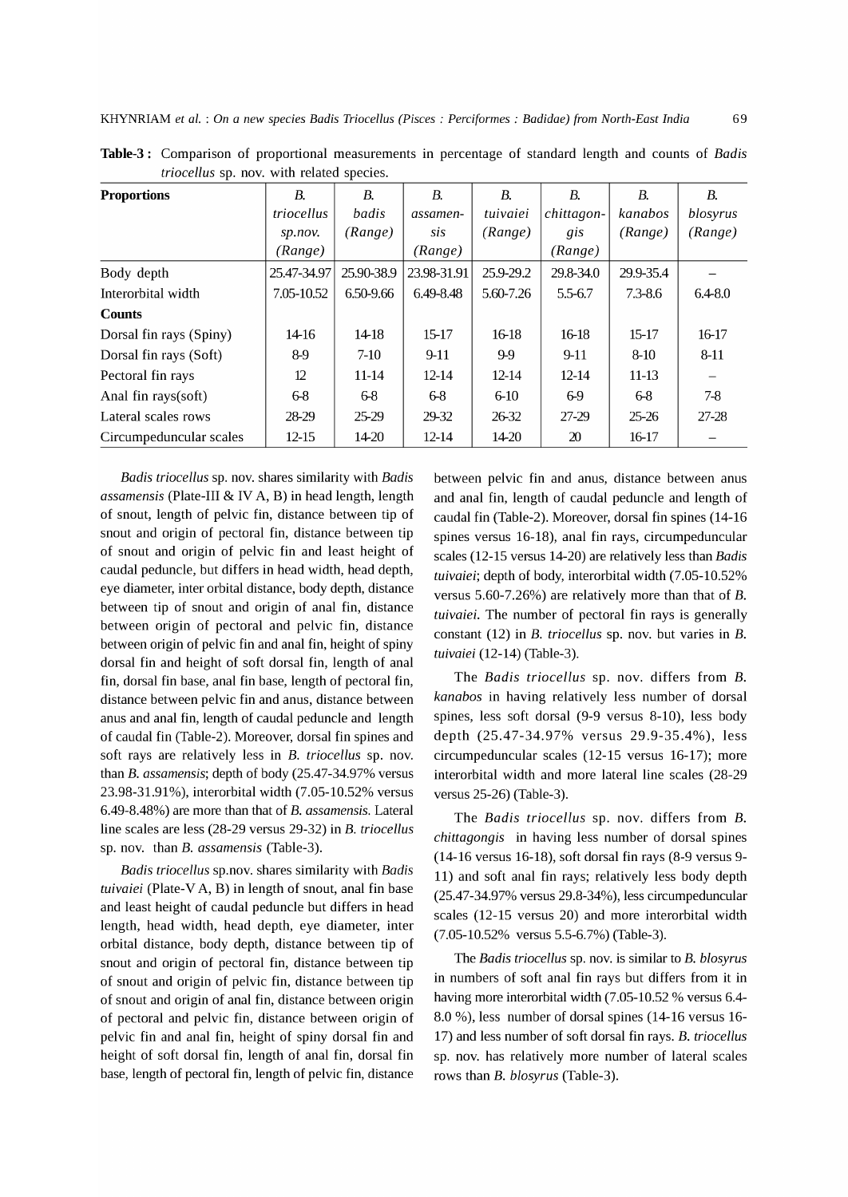**Table-3 :** Comparison of proportional measurements in percentage of standard length and counts of *Badis triocellus* sp. nov. with related species.

| **Proportions** | *B. triocellus sp.nov. (Range)* | *B. badis (Range)* | *B. assamensis (Range)* | *B. tuivaiei (Range)* | *B. chittagongis (Range)* | *B. kanabos (Range)* | *B. blosyrus (Range)* |
|---|---|---|---|---|---|---|---|
| Body depth | 25.47-34.97 | 25.90-38.9 | 23.98-31.91 | 25.9-29.2 | 29.8-34.0 | 29.9-35.4 | – |
| Interorbital width | 7.05-10.52 | 6.50-9.66 | 6.49-8.48 | 5.60-7.26 | 5.5-6.7 | 7.3-8.6 | 6.4-8.0 |
| **Counts** | | | | | | | |
| Dorsal fin rays (Spiny) | 14-16 | 14-18 | 15-17 | 16-18 | 16-18 | 15-17 | 16-17 |
| Dorsal fin rays (Soft) | 8-9 | 7-10 | 9-11 | 9-9 | 9-11 | 8-10 | 8-11 |
| Pectoral fin rays | 12 | 11-14 | 12-14 | 12-14 | 12-14 | 11-13 | – |
| Anal fin rays(soft) | 6-8 | 6-8 | 6-8 | 6-10 | 6-9 | 6-8 | 7-8 |
| Lateral scales rows | 28-29 | 25-29 | 29-32 | 26-32 | 27-29 | 25-26 | 27-28 |
| Circumpeduncular scales | 12-15 | 14-20 | 12-14 | 14-20 | 20 | 16-17 | – |

*Badis triocellus* sp. nov. shares similarity with *Badis assamensis* (Plate-III & IV A, B) in head length, length of snout, length of pelvic fin, distance between tip of snout and origin of pectoral fin, distance between tip of snout and origin of pelvic fin and least height of caudal peduncle, but differs in head width, head depth, eye diameter, inter orbital distance, body depth, distance between tip of snout and origin of anal fin, distance between origin of pectoral and pelvic fin, distance between origin of pelvic fin and anal fin, height of spiny dorsal fin and height of soft dorsal fin, length of anal fin, dorsal fin base, anal fin base, length of pectoral fin, distance between pelvic fin and anus, distance between anus and anal fin, length of caudal peduncle and length of caudal fin (Table-2). Moreover, dorsal fin spines and soft rays are relatively less in *B. triocellus* sp. nov. than *B. assamensis*; depth of body (25.47-34.97% versus 23.98-31.91%), interorbital width (7.05-10.52% versus 6.49-8.48%) are more than that of *B. assamensis.* Lateral line scales are less (28-29 versus 29-32) in *B. triocellus* sp. nov. than *B. assamensis* (Table-3).

*Badis triocellus* sp.nov. shares similarity with *Badis tuivaiei* (Plate-V A, B) in length of snout, anal fin base and least height of caudal peduncle but differs in head length, head width, head depth, eye diameter, inter orbital distance, body depth, distance between tip of snout and origin of pectoral fin, distance between tip of snout and origin of pelvic fin, distance between tip of snout and origin of anal fin, distance between origin of pectoral and pelvic fin, distance between origin of pelvic fin and anal fin, height of spiny dorsal fin and height of soft dorsal fin, length of anal fin, dorsal fin base, length of pectoral fin, length of pelvic fin, distance between pelvic fin and anus, distance between anus and anal fin, length of caudal peduncle and length of caudal fin (Table-2). Moreover, dorsal fin spines (14-16 spines versus 16-18), anal fin rays, circumpeduncular scales (12-15 versus 14-20) are relatively less than *Badis tuivaiei*; depth of body, interorbital width (7.05-10.52% versus 5.60-7.26%) are relatively more than that of *B. tuivaiei.* The number of pectoral fin rays is generally constant (12) in *B. triocellus* sp. nov. but varies in *B. tuivaiei* (12-14) (Table-3).

The *Badis triocellus* sp. nov. differs from *B. kanabos* in having relatively less number of dorsal spines, less soft dorsal (9-9 versus 8-10), less body depth (25.47-34.97% versus 29.9-35.4%), less circumpeduncular scales (12-15 versus 16-17); more interorbital width and more lateral line scales (28-29 versus 25-26) (Table-3).

The *Badis triocellus* sp. nov. differs from *B. chittagongis* in having less number of dorsal spines (14-16 versus 16-18), soft dorsal fin rays (8-9 versus 9-11) and soft anal fin rays; relatively less body depth (25.47-34.97% versus 29.8-34%), less circumpeduncular scales (12-15 versus 20) and more interorbital width (7.05-10.52% versus 5.5-6.7%) (Table-3).

The *Badis triocellus* sp. nov. is similar to *B. blosyrus* in numbers of soft anal fin rays but differs from it in having more interorbital width (7.05-10.52 % versus 6.4-8.0 %), less number of dorsal spines (14-16 versus 16-17) and less number of soft dorsal fin rays. *B. triocellus* sp. nov. has relatively more number of lateral scales rows than *B. blosyrus* (Table-3).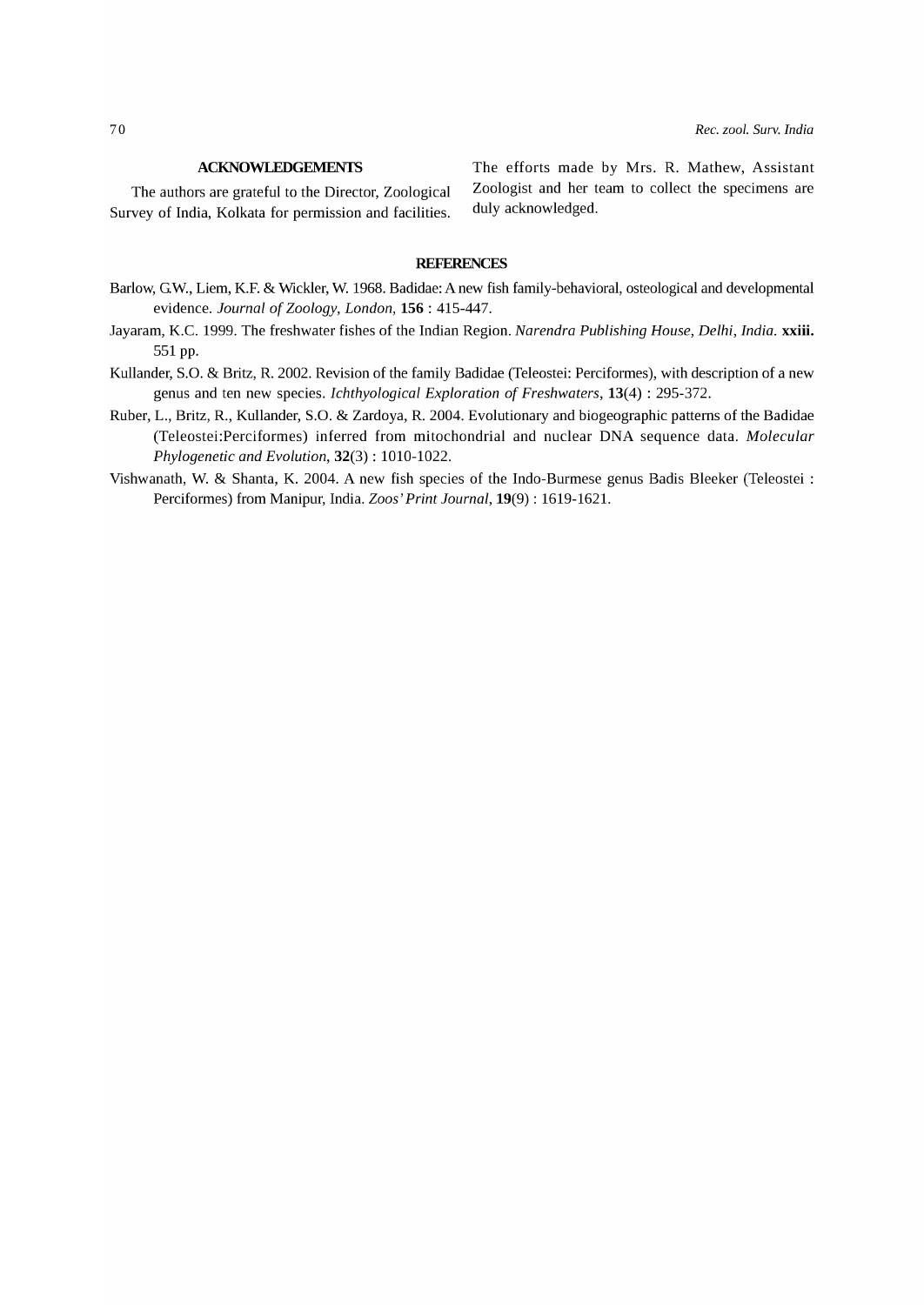## ACKNOWLEDGEMENTS

The authors are grateful to the Director, Zoological Survey of India, Kolkata for permission and facilities. The efforts made by Mrs. R. Mathew, Assistant Zoologist and her team to collect the specimens are duly acknowledged.

## REFERENCES

Barlow, G.W., Liem, K.F. & Wickler, W. 1968. Badidae: A new fish family-behavioral, osteological and developmental evidence. *Journal of Zoology, London*, **156** : 415-447.

Jayaram, K.C. 1999. The freshwater fishes of the Indian Region. *Narendra Publishing House, Delhi, India.* **xxiii.** 551 pp.

Kullander, S.O. & Britz, R. 2002. Revision of the family Badidae (Teleostei: Perciformes), with description of a new genus and ten new species. *Ichthyological Exploration of Freshwaters*, **13**(4) : 295-372.

Ruber, L., Britz, R., Kullander, S.O. & Zardoya, R. 2004. Evolutionary and biogeographic patterns of the Badidae (Teleostei:Perciformes) inferred from mitochondrial and nuclear DNA sequence data. *Molecular Phylogenetic and Evolution*, **32**(3) : 1010-1022.

Vishwanath, W. & Shanta, K. 2004. A new fish species of the Indo-Burmese genus Badis Bleeker (Teleostei : Perciformes) from Manipur, India. *Zoos' Print Journal*, **19**(9) : 1619-1621.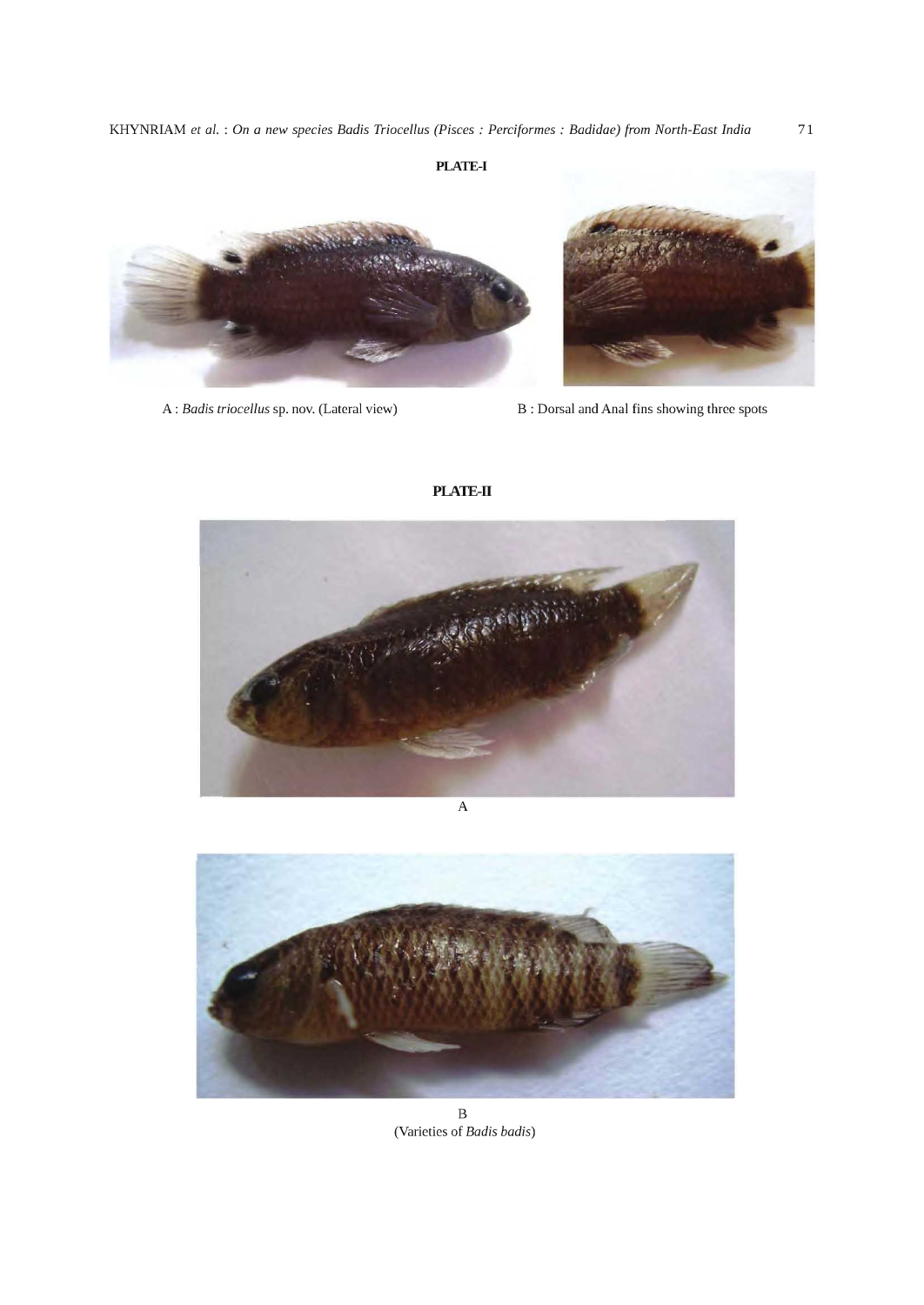**PLATE-I**

A : *Badis triocellus* sp. nov. (Lateral view)

B : Dorsal and Anal fins showing three spots

**PLATE-II**

A

B

(Varieties of *Badis badis*)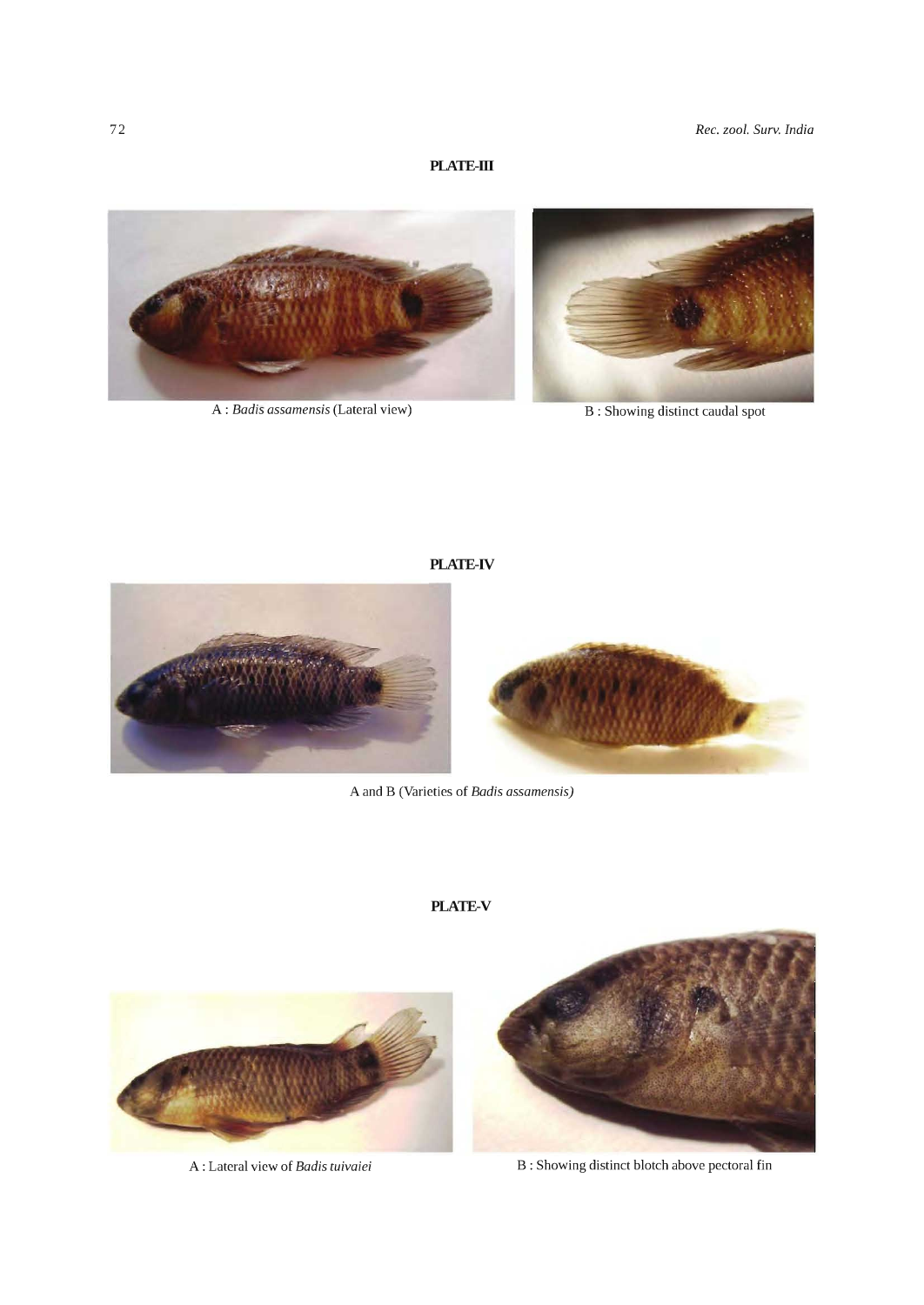**PLATE-III**

A : *Badis assamensis* (Lateral view)

B : Showing distinct caudal spot

**PLATE-IV**

A and B (Varieties of *Badis assamensis)*

**PLATE-V**

A : Lateral view of *Badis tuivaiei*

B : Showing distinct blotch above pectoral fin